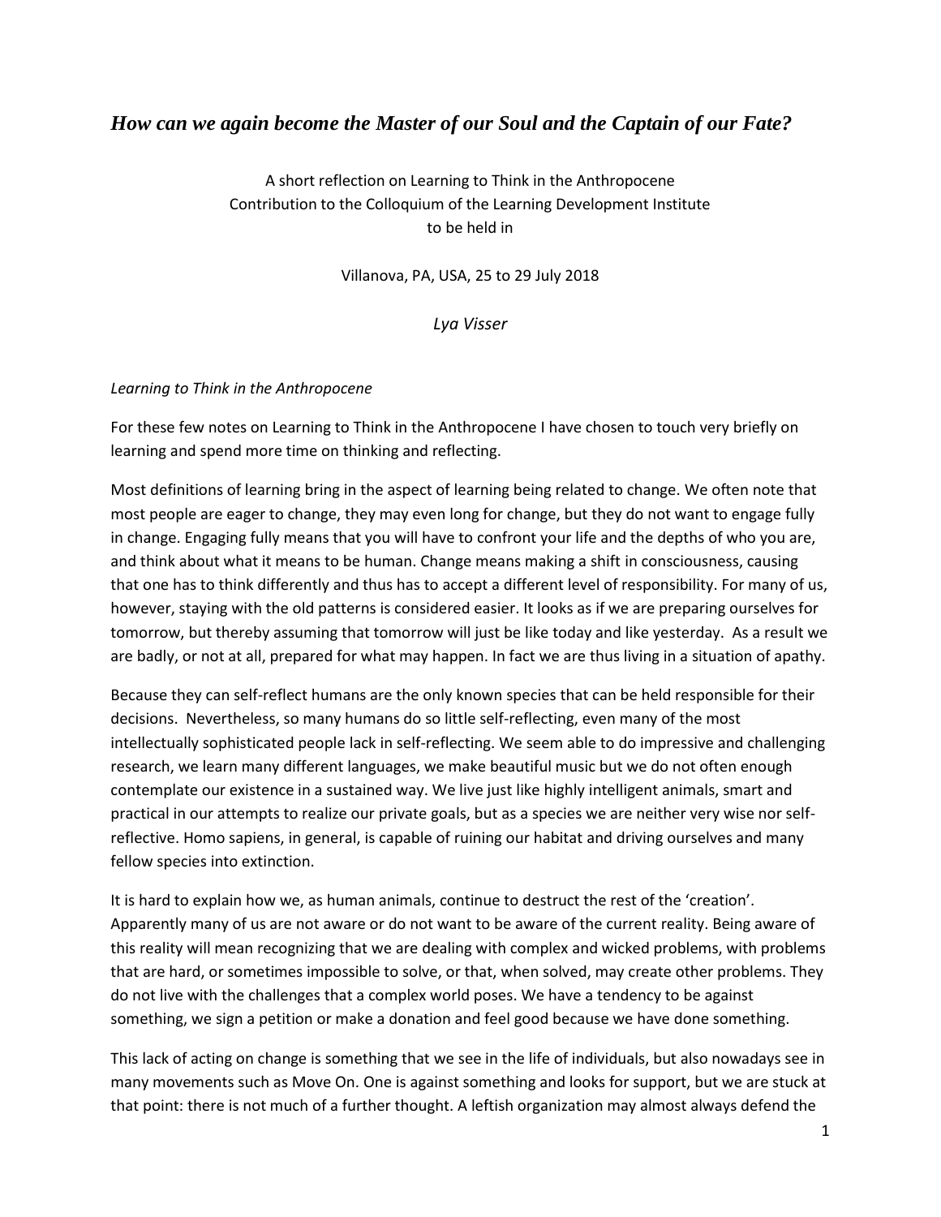# *How can we again become the Master of our Soul and the Captain of our Fate?*

A short reflection on Learning to Think in the Anthropocene
Contribution to the Colloquium of the Learning Development Institute
to be held in

Villanova, PA, USA, 25 to 29 July 2018

*Lya Visser*

*Learning to Think in the Anthropocene*

For these few notes on Learning to Think in the Anthropocene I have chosen to touch very briefly on learning and spend more time on thinking and reflecting.

Most definitions of learning bring in the aspect of learning being related to change. We often note that most people are eager to change, they may even long for change, but they do not want to engage fully in change. Engaging fully means that you will have to confront your life and the depths of who you are, and think about what it means to be human. Change means making a shift in consciousness, causing that one has to think differently and thus has to accept a different level of responsibility. For many of us, however, staying with the old patterns is considered easier. It looks as if we are preparing ourselves for tomorrow, but thereby assuming that tomorrow will just be like today and like yesterday. As a result we are badly, or not at all, prepared for what may happen. In fact we are thus living in a situation of apathy.

Because they can self-reflect humans are the only known species that can be held responsible for their decisions. Nevertheless, so many humans do so little self-reflecting, even many of the most intellectually sophisticated people lack in self-reflecting. We seem able to do impressive and challenging research, we learn many different languages, we make beautiful music but we do not often enough contemplate our existence in a sustained way. We live just like highly intelligent animals, smart and practical in our attempts to realize our private goals, but as a species we are neither very wise nor self-reflective. Homo sapiens, in general, is capable of ruining our habitat and driving ourselves and many fellow species into extinction.

It is hard to explain how we, as human animals, continue to destruct the rest of the 'creation'. Apparently many of us are not aware or do not want to be aware of the current reality. Being aware of this reality will mean recognizing that we are dealing with complex and wicked problems, with problems that are hard, or sometimes impossible to solve, or that, when solved, may create other problems. They do not live with the challenges that a complex world poses. We have a tendency to be against something, we sign a petition or make a donation and feel good because we have done something.

This lack of acting on change is something that we see in the life of individuals, but also nowadays see in many movements such as Move On. One is against something and looks for support, but we are stuck at that point: there is not much of a further thought. A leftish organization may almost always defend the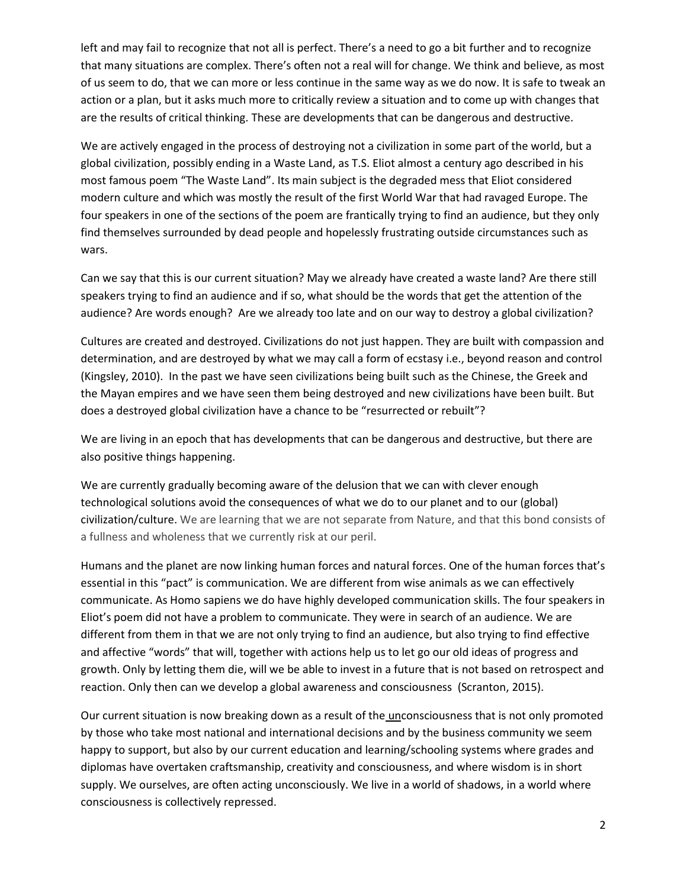left and may fail to recognize that not all is perfect. There's a need to go a bit further and to recognize that many situations are complex. There's often not a real will for change. We think and believe, as most of us seem to do, that we can more or less continue in the same way as we do now. It is safe to tweak an action or a plan, but it asks much more to critically review a situation and to come up with changes that are the results of critical thinking. These are developments that can be dangerous and destructive.

We are actively engaged in the process of destroying not a civilization in some part of the world, but a global civilization, possibly ending in a Waste Land, as T.S. Eliot almost a century ago described in his most famous poem "The Waste Land". Its main subject is the degraded mess that Eliot considered modern culture and which was mostly the result of the first World War that had ravaged Europe. The four speakers in one of the sections of the poem are frantically trying to find an audience, but they only find themselves surrounded by dead people and hopelessly frustrating outside circumstances such as wars.

Can we say that this is our current situation? May we already have created a waste land? Are there still speakers trying to find an audience and if so, what should be the words that get the attention of the audience? Are words enough? Are we already too late and on our way to destroy a global civilization?

Cultures are created and destroyed. Civilizations do not just happen. They are built with compassion and determination, and are destroyed by what we may call a form of ecstasy i.e., beyond reason and control (Kingsley, 2010). In the past we have seen civilizations being built such as the Chinese, the Greek and the Mayan empires and we have seen them being destroyed and new civilizations have been built. But does a destroyed global civilization have a chance to be "resurrected or rebuilt"?

We are living in an epoch that has developments that can be dangerous and destructive, but there are also positive things happening.

We are currently gradually becoming aware of the delusion that we can with clever enough technological solutions avoid the consequences of what we do to our planet and to our (global) civilization/culture. We are learning that we are not separate from Nature, and that this bond consists of a fullness and wholeness that we currently risk at our peril.

Humans and the planet are now linking human forces and natural forces. One of the human forces that's essential in this "pact" is communication. We are different from wise animals as we can effectively communicate. As Homo sapiens we do have highly developed communication skills. The four speakers in Eliot's poem did not have a problem to communicate. They were in search of an audience. We are different from them in that we are not only trying to find an audience, but also trying to find effective and affective "words" that will, together with actions help us to let go our old ideas of progress and growth. Only by letting them die, will we be able to invest in a future that is not based on retrospect and reaction. Only then can we develop a global awareness and consciousness (Scranton, 2015).

Our current situation is now breaking down as a result of the unconsciousness that is not only promoted by those who take most national and international decisions and by the business community we seem happy to support, but also by our current education and learning/schooling systems where grades and diplomas have overtaken craftsmanship, creativity and consciousness, and where wisdom is in short supply. We ourselves, are often acting unconsciously. We live in a world of shadows, in a world where consciousness is collectively repressed.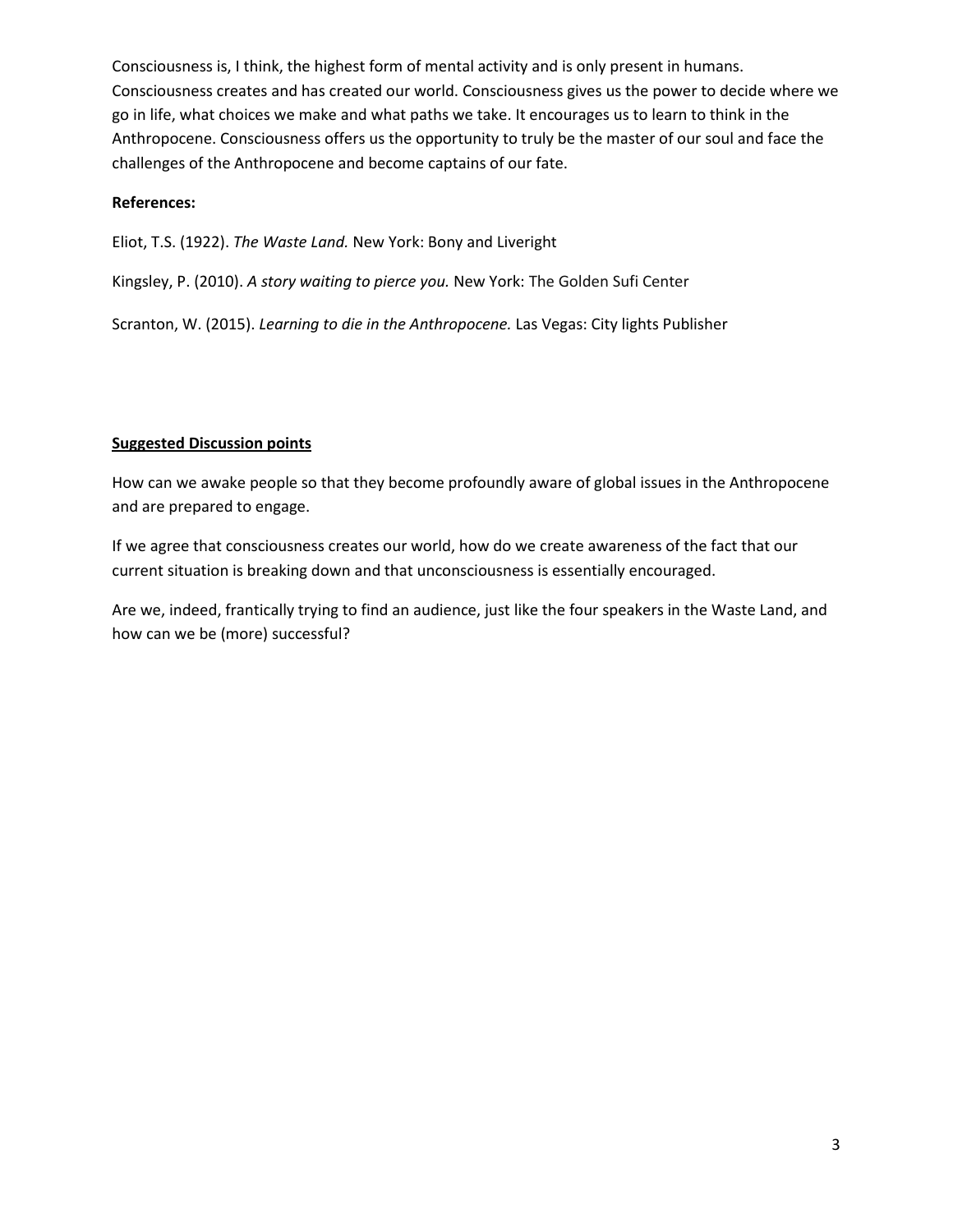Consciousness is, I think, the highest form of mental activity and is only present in humans. Consciousness creates and has created our world. Consciousness gives us the power to decide where we go in life, what choices we make and what paths we take. It encourages us to learn to think in the Anthropocene. Consciousness offers us the opportunity to truly be the master of our soul and face the challenges of the Anthropocene and become captains of our fate.

**References:**

Eliot, T.S. (1922). *The Waste Land.* New York: Bony and Liveright

Kingsley, P. (2010). *A story waiting to pierce you.* New York: The Golden Sufi Center

Scranton, W. (2015). *Learning to die in the Anthropocene.* Las Vegas: City lights Publisher

**Suggested Discussion points**

How can we awake people so that they become profoundly aware of global issues in the Anthropocene and are prepared to engage.

If we agree that consciousness creates our world, how do we create awareness of the fact that our current situation is breaking down and that unconsciousness is essentially encouraged.

Are we, indeed, frantically trying to find an audience, just like the four speakers in the Waste Land, and how can we be (more) successful?